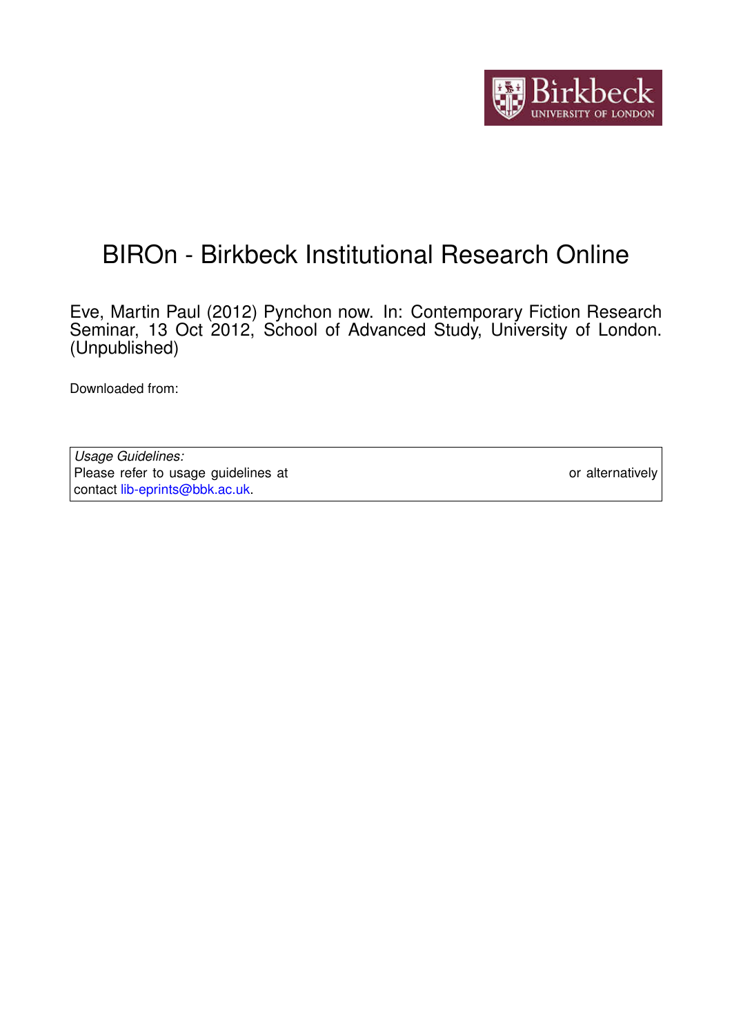# BIROn - Birkbeck Institutional Research Online

Eve, Martin Paul (2012) Pynchon now. In: Contemporary Fiction Research Seminar, 13 Oct 2012, School of Advanced Study, University of London. (Unpublished)

Downloaded from:

*Usage Guidelines:*
Please refer to usage guidelines at or alternatively contact lib-eprints@bbk.ac.uk.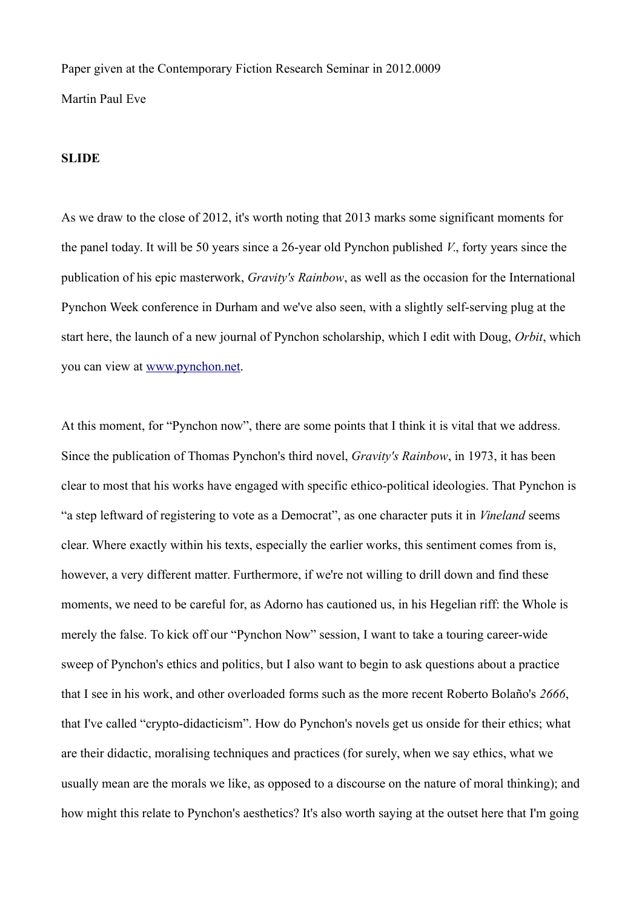Paper given at the Contemporary Fiction Research Seminar in 2012.0009

Martin Paul Eve

**SLIDE**

As we draw to the close of 2012, it's worth noting that 2013 marks some significant moments for the panel today. It will be 50 years since a 26-year old Pynchon published *V.*, forty years since the publication of his epic masterwork, *Gravity's Rainbow*, as well as the occasion for the International Pynchon Week conference in Durham and we've also seen, with a slightly self-serving plug at the start here, the launch of a new journal of Pynchon scholarship, which I edit with Doug, *Orbit*, which you can view at [www.pynchon.net](http://www.pynchon.net).

At this moment, for "Pynchon now", there are some points that I think it is vital that we address. Since the publication of Thomas Pynchon's third novel, *Gravity's Rainbow*, in 1973, it has been clear to most that his works have engaged with specific ethico-political ideologies. That Pynchon is "a step leftward of registering to vote as a Democrat", as one character puts it in *Vineland* seems clear. Where exactly within his texts, especially the earlier works, this sentiment comes from is, however, a very different matter. Furthermore, if we're not willing to drill down and find these moments, we need to be careful for, as Adorno has cautioned us, in his Hegelian riff: the Whole is merely the false. To kick off our "Pynchon Now" session, I want to take a touring career-wide sweep of Pynchon's ethics and politics, but I also want to begin to ask questions about a practice that I see in his work, and other overloaded forms such as the more recent Roberto Bolaño's *2666*, that I've called "crypto-didacticism". How do Pynchon's novels get us onside for their ethics; what are their didactic, moralising techniques and practices (for surely, when we say ethics, what we usually mean are the morals we like, as opposed to a discourse on the nature of moral thinking); and how might this relate to Pynchon's aesthetics? It's also worth saying at the outset here that I'm going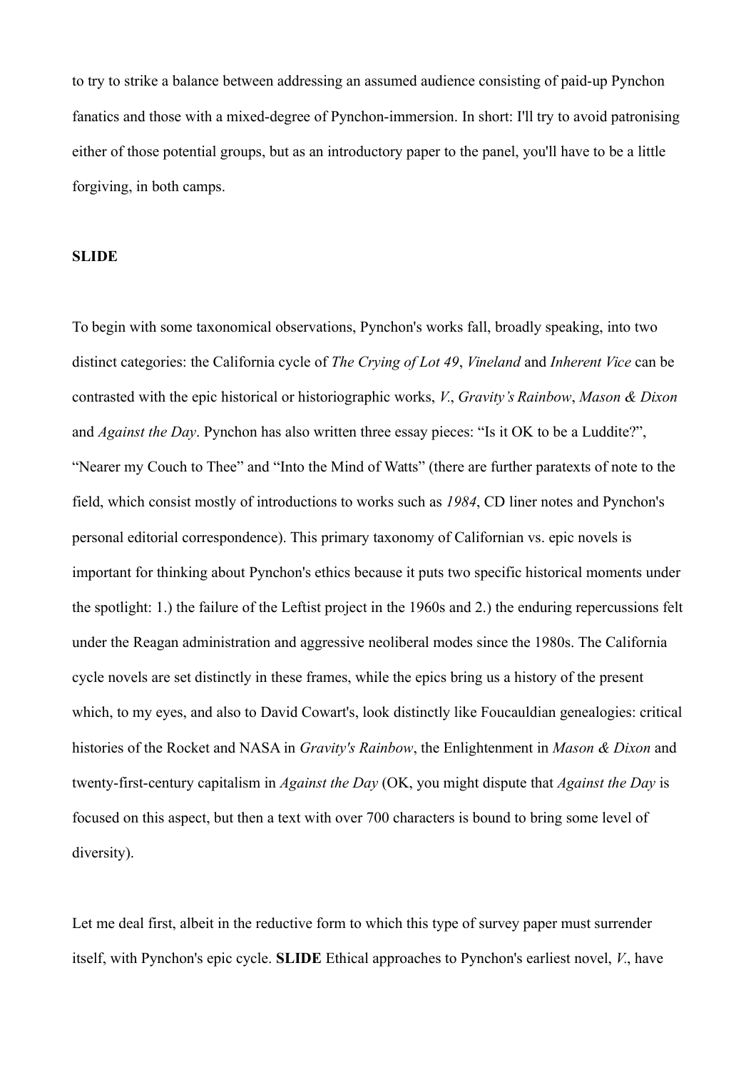to try to strike a balance between addressing an assumed audience consisting of paid-up Pynchon fanatics and those with a mixed-degree of Pynchon-immersion. In short: I'll try to avoid patronising either of those potential groups, but as an introductory paper to the panel, you'll have to be a little forgiving, in both camps.

**SLIDE**

To begin with some taxonomical observations, Pynchon's works fall, broadly speaking, into two distinct categories: the California cycle of *The Crying of Lot 49*, *Vineland* and *Inherent Vice* can be contrasted with the epic historical or historiographic works, *V.*, *Gravity's Rainbow*, *Mason & Dixon* and *Against the Day*. Pynchon has also written three essay pieces: "Is it OK to be a Luddite?", "Nearer my Couch to Thee" and "Into the Mind of Watts" (there are further paratexts of note to the field, which consist mostly of introductions to works such as *1984*, CD liner notes and Pynchon's personal editorial correspondence). This primary taxonomy of Californian vs. epic novels is important for thinking about Pynchon's ethics because it puts two specific historical moments under the spotlight: 1.) the failure of the Leftist project in the 1960s and 2.) the enduring repercussions felt under the Reagan administration and aggressive neoliberal modes since the 1980s. The California cycle novels are set distinctly in these frames, while the epics bring us a history of the present which, to my eyes, and also to David Cowart's, look distinctly like Foucauldian genealogies: critical histories of the Rocket and NASA in *Gravity's Rainbow*, the Enlightenment in *Mason & Dixon* and twenty-first-century capitalism in *Against the Day* (OK, you might dispute that *Against the Day* is focused on this aspect, but then a text with over 700 characters is bound to bring some level of diversity).

Let me deal first, albeit in the reductive form to which this type of survey paper must surrender itself, with Pynchon's epic cycle. **SLIDE** Ethical approaches to Pynchon's earliest novel, *V.*, have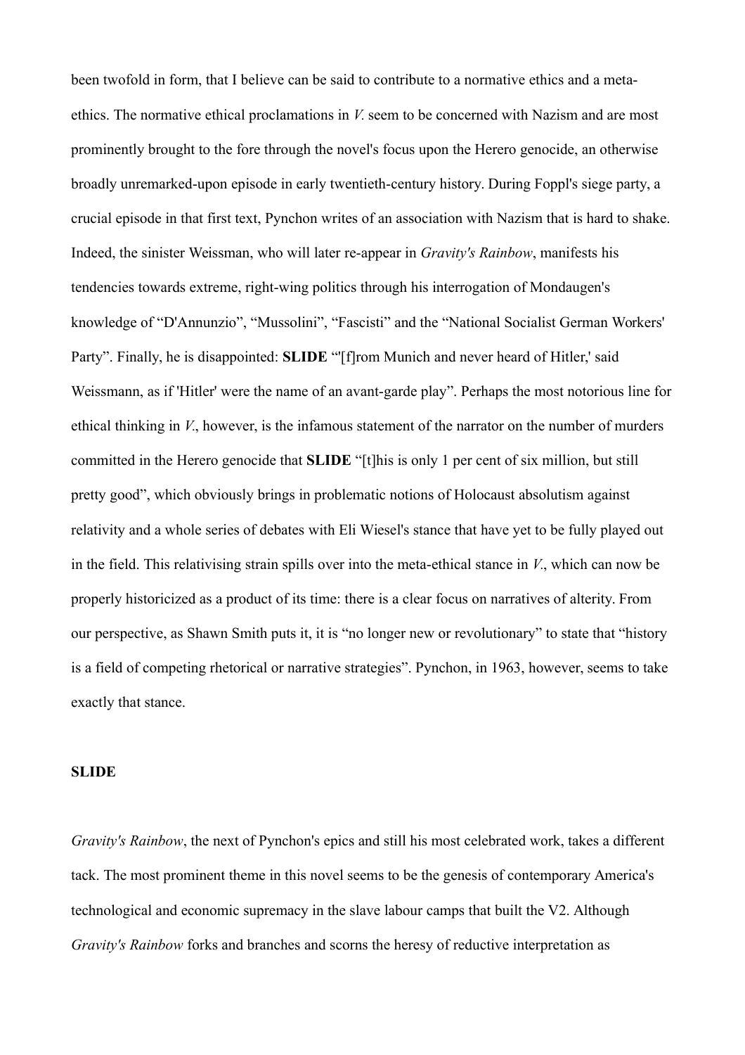been twofold in form, that I believe can be said to contribute to a normative ethics and a meta-ethics. The normative ethical proclamations in *V.* seem to be concerned with Nazism and are most prominently brought to the fore through the novel's focus upon the Herero genocide, an otherwise broadly unremarked-upon episode in early twentieth-century history. During Foppl's siege party, a crucial episode in that first text, Pynchon writes of an association with Nazism that is hard to shake. Indeed, the sinister Weissman, who will later re-appear in *Gravity's Rainbow*, manifests his tendencies towards extreme, right-wing politics through his interrogation of Mondaugen's knowledge of "D'Annunzio", "Mussolini", "Fascisti" and the "National Socialist German Workers' Party". Finally, he is disappointed: **SLIDE** "'[f]rom Munich and never heard of Hitler,' said Weissmann, as if 'Hitler' were the name of an avant-garde play". Perhaps the most notorious line for ethical thinking in *V.*, however, is the infamous statement of the narrator on the number of murders committed in the Herero genocide that **SLIDE** "[t]his is only 1 per cent of six million, but still pretty good", which obviously brings in problematic notions of Holocaust absolutism against relativity and a whole series of debates with Eli Wiesel's stance that have yet to be fully played out in the field. This relativising strain spills over into the meta-ethical stance in *V.*, which can now be properly historicized as a product of its time: there is a clear focus on narratives of alterity. From our perspective, as Shawn Smith puts it, it is "no longer new or revolutionary" to state that "history is a field of competing rhetorical or narrative strategies". Pynchon, in 1963, however, seems to take exactly that stance.

**SLIDE**

*Gravity's Rainbow*, the next of Pynchon's epics and still his most celebrated work, takes a different tack. The most prominent theme in this novel seems to be the genesis of contemporary America's technological and economic supremacy in the slave labour camps that built the V2. Although *Gravity's Rainbow* forks and branches and scorns the heresy of reductive interpretation as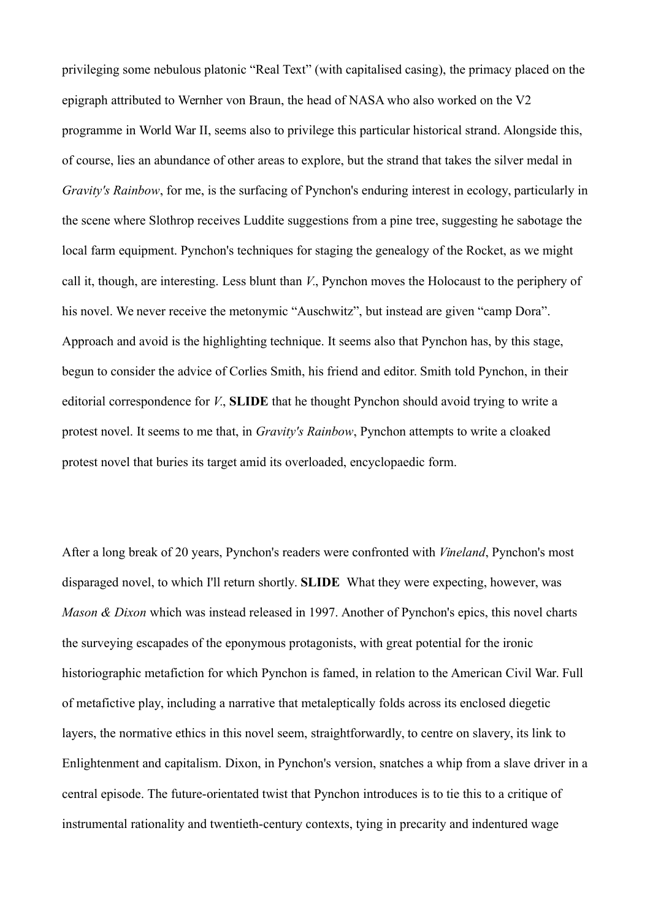privileging some nebulous platonic “Real Text” (with capitalised casing), the primacy placed on the epigraph attributed to Wernher von Braun, the head of NASA who also worked on the V2 programme in World War II, seems also to privilege this particular historical strand. Alongside this, of course, lies an abundance of other areas to explore, but the strand that takes the silver medal in *Gravity's Rainbow*, for me, is the surfacing of Pynchon's enduring interest in ecology, particularly in the scene where Slothrop receives Luddite suggestions from a pine tree, suggesting he sabotage the local farm equipment. Pynchon's techniques for staging the genealogy of the Rocket, as we might call it, though, are interesting. Less blunt than *V.*, Pynchon moves the Holocaust to the periphery of his novel. We never receive the metonymic “Auschwitz”, but instead are given “camp Dora”. Approach and avoid is the highlighting technique. It seems also that Pynchon has, by this stage, begun to consider the advice of Corlies Smith, his friend and editor. Smith told Pynchon, in their editorial correspondence for *V.*, **SLIDE** that he thought Pynchon should avoid trying to write a protest novel. It seems to me that, in *Gravity's Rainbow*, Pynchon attempts to write a cloaked protest novel that buries its target amid its overloaded, encyclopaedic form.

After a long break of 20 years, Pynchon's readers were confronted with *Vineland*, Pynchon's most disparaged novel, to which I'll return shortly. **SLIDE** What they were expecting, however, was *Mason & Dixon* which was instead released in 1997. Another of Pynchon's epics, this novel charts the surveying escapades of the eponymous protagonists, with great potential for the ironic historiographic metafiction for which Pynchon is famed, in relation to the American Civil War. Full of metafictive play, including a narrative that metaleptically folds across its enclosed diegetic layers, the normative ethics in this novel seem, straightforwardly, to centre on slavery, its link to Enlightenment and capitalism. Dixon, in Pynchon's version, snatches a whip from a slave driver in a central episode. The future-orientated twist that Pynchon introduces is to tie this to a critique of instrumental rationality and twentieth-century contexts, tying in precarity and indentured wage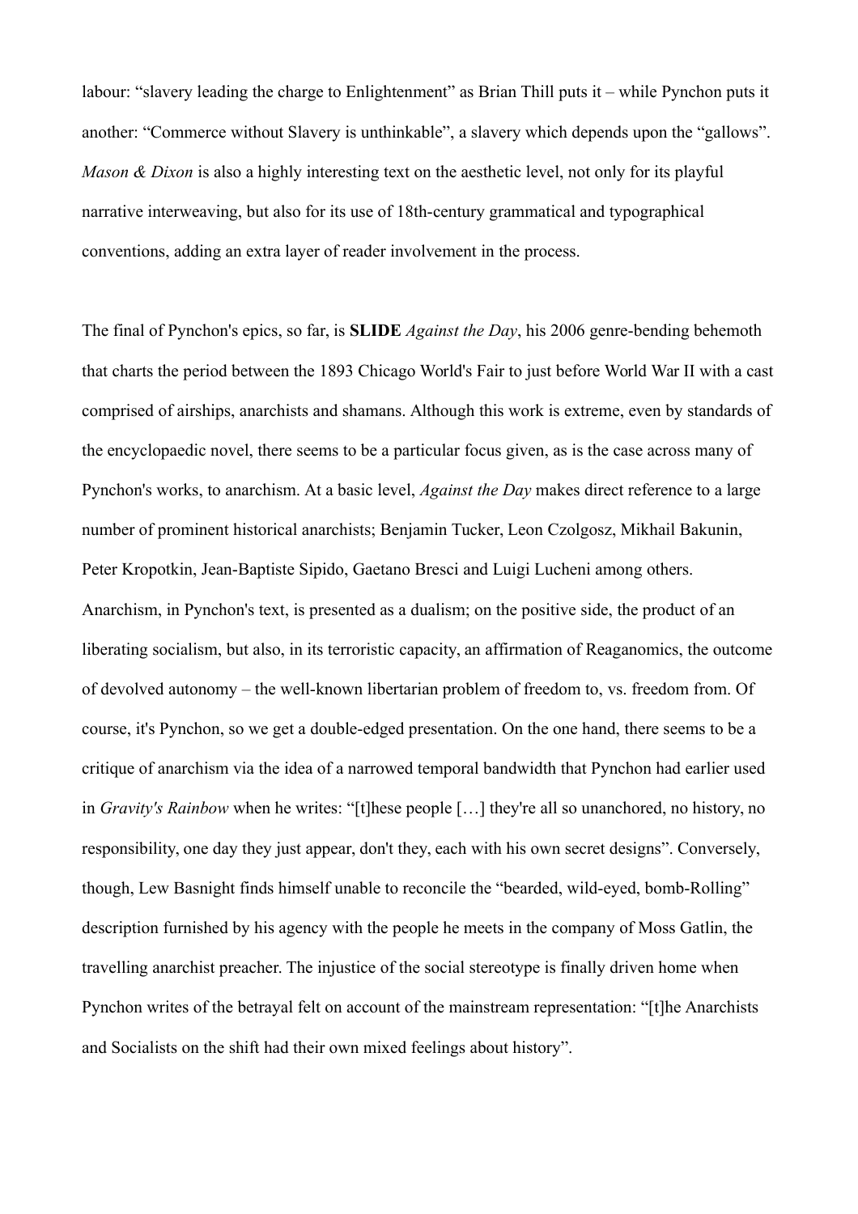labour: "slavery leading the charge to Enlightenment" as Brian Thill puts it – while Pynchon puts it another: "Commerce without Slavery is unthinkable", a slavery which depends upon the "gallows". *Mason & Dixon* is also a highly interesting text on the aesthetic level, not only for its playful narrative interweaving, but also for its use of 18th-century grammatical and typographical conventions, adding an extra layer of reader involvement in the process.

The final of Pynchon's epics, so far, is **SLIDE** *Against the Day*, his 2006 genre-bending behemoth that charts the period between the 1893 Chicago World's Fair to just before World War II with a cast comprised of airships, anarchists and shamans. Although this work is extreme, even by standards of the encyclopaedic novel, there seems to be a particular focus given, as is the case across many of Pynchon's works, to anarchism. At a basic level, *Against the Day* makes direct reference to a large number of prominent historical anarchists; Benjamin Tucker, Leon Czolgosz, Mikhail Bakunin, Peter Kropotkin, Jean-Baptiste Sipido, Gaetano Bresci and Luigi Lucheni among others. Anarchism, in Pynchon's text, is presented as a dualism; on the positive side, the product of an liberating socialism, but also, in its terroristic capacity, an affirmation of Reaganomics, the outcome of devolved autonomy – the well-known libertarian problem of freedom to, vs. freedom from. Of course, it's Pynchon, so we get a double-edged presentation. On the one hand, there seems to be a critique of anarchism via the idea of a narrowed temporal bandwidth that Pynchon had earlier used in *Gravity's Rainbow* when he writes: "[t]hese people […] they're all so unanchored, no history, no responsibility, one day they just appear, don't they, each with his own secret designs". Conversely, though, Lew Basnight finds himself unable to reconcile the "bearded, wild-eyed, bomb-Rolling" description furnished by his agency with the people he meets in the company of Moss Gatlin, the travelling anarchist preacher. The injustice of the social stereotype is finally driven home when Pynchon writes of the betrayal felt on account of the mainstream representation: "[t]he Anarchists and Socialists on the shift had their own mixed feelings about history".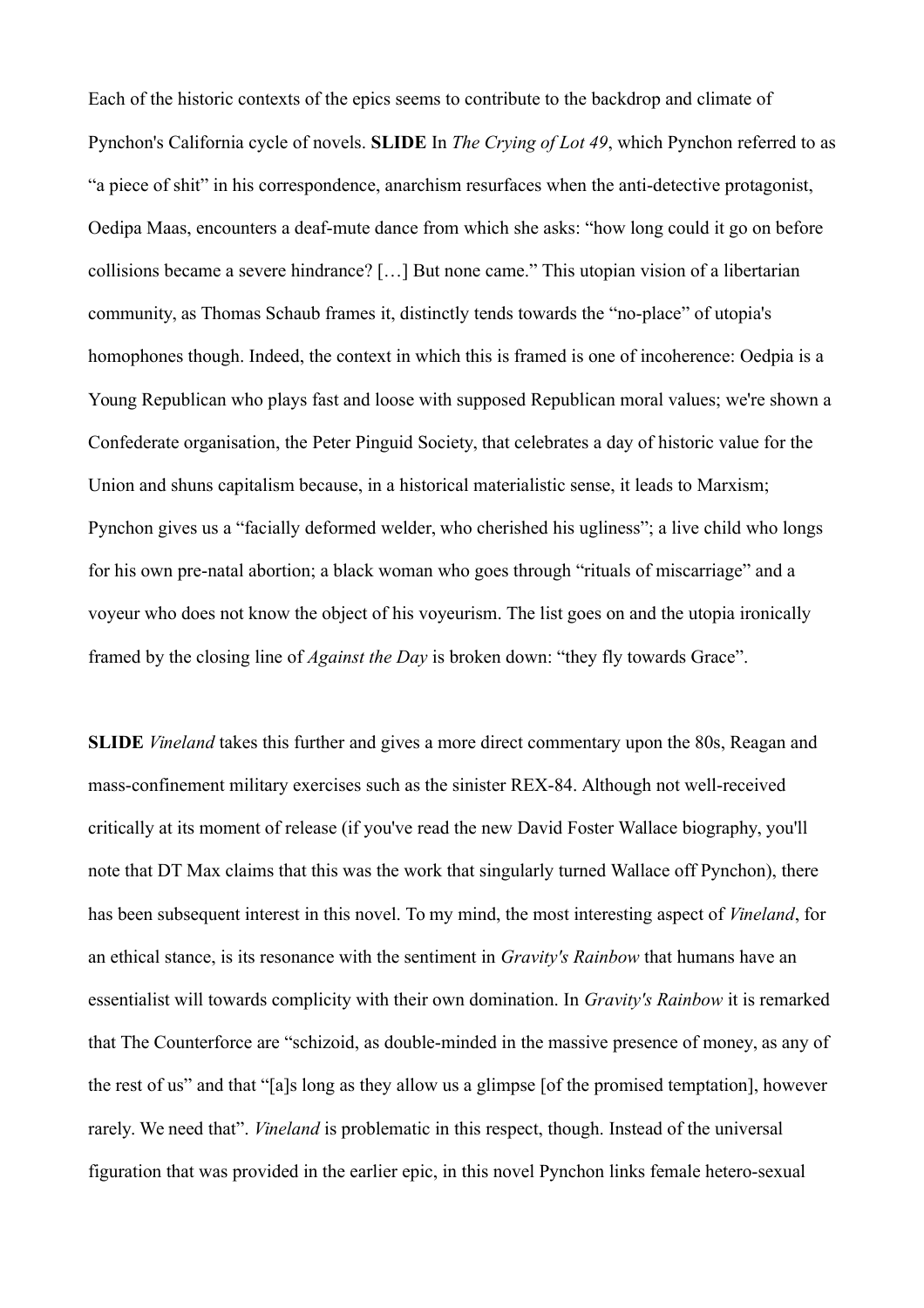Each of the historic contexts of the epics seems to contribute to the backdrop and climate of Pynchon's California cycle of novels. **SLIDE** In *The Crying of Lot 49*, which Pynchon referred to as "a piece of shit" in his correspondence, anarchism resurfaces when the anti-detective protagonist, Oedipa Maas, encounters a deaf-mute dance from which she asks: "how long could it go on before collisions became a severe hindrance? […] But none came." This utopian vision of a libertarian community, as Thomas Schaub frames it, distinctly tends towards the "no-place" of utopia's homophones though. Indeed, the context in which this is framed is one of incoherence: Oedpia is a Young Republican who plays fast and loose with supposed Republican moral values; we're shown a Confederate organisation, the Peter Pinguid Society, that celebrates a day of historic value for the Union and shuns capitalism because, in a historical materialistic sense, it leads to Marxism; Pynchon gives us a "facially deformed welder, who cherished his ugliness"; a live child who longs for his own pre-natal abortion; a black woman who goes through "rituals of miscarriage" and a voyeur who does not know the object of his voyeurism. The list goes on and the utopia ironically framed by the closing line of *Against the Day* is broken down: "they fly towards Grace".

**SLIDE** *Vineland* takes this further and gives a more direct commentary upon the 80s, Reagan and mass-confinement military exercises such as the sinister REX-84. Although not well-received critically at its moment of release (if you've read the new David Foster Wallace biography, you'll note that DT Max claims that this was the work that singularly turned Wallace off Pynchon), there has been subsequent interest in this novel. To my mind, the most interesting aspect of *Vineland*, for an ethical stance, is its resonance with the sentiment in *Gravity's Rainbow* that humans have an essentialist will towards complicity with their own domination. In *Gravity's Rainbow* it is remarked that The Counterforce are "schizoid, as double-minded in the massive presence of money, as any of the rest of us" and that "[a]s long as they allow us a glimpse [of the promised temptation], however rarely. We need that". *Vineland* is problematic in this respect, though. Instead of the universal figuration that was provided in the earlier epic, in this novel Pynchon links female hetero-sexual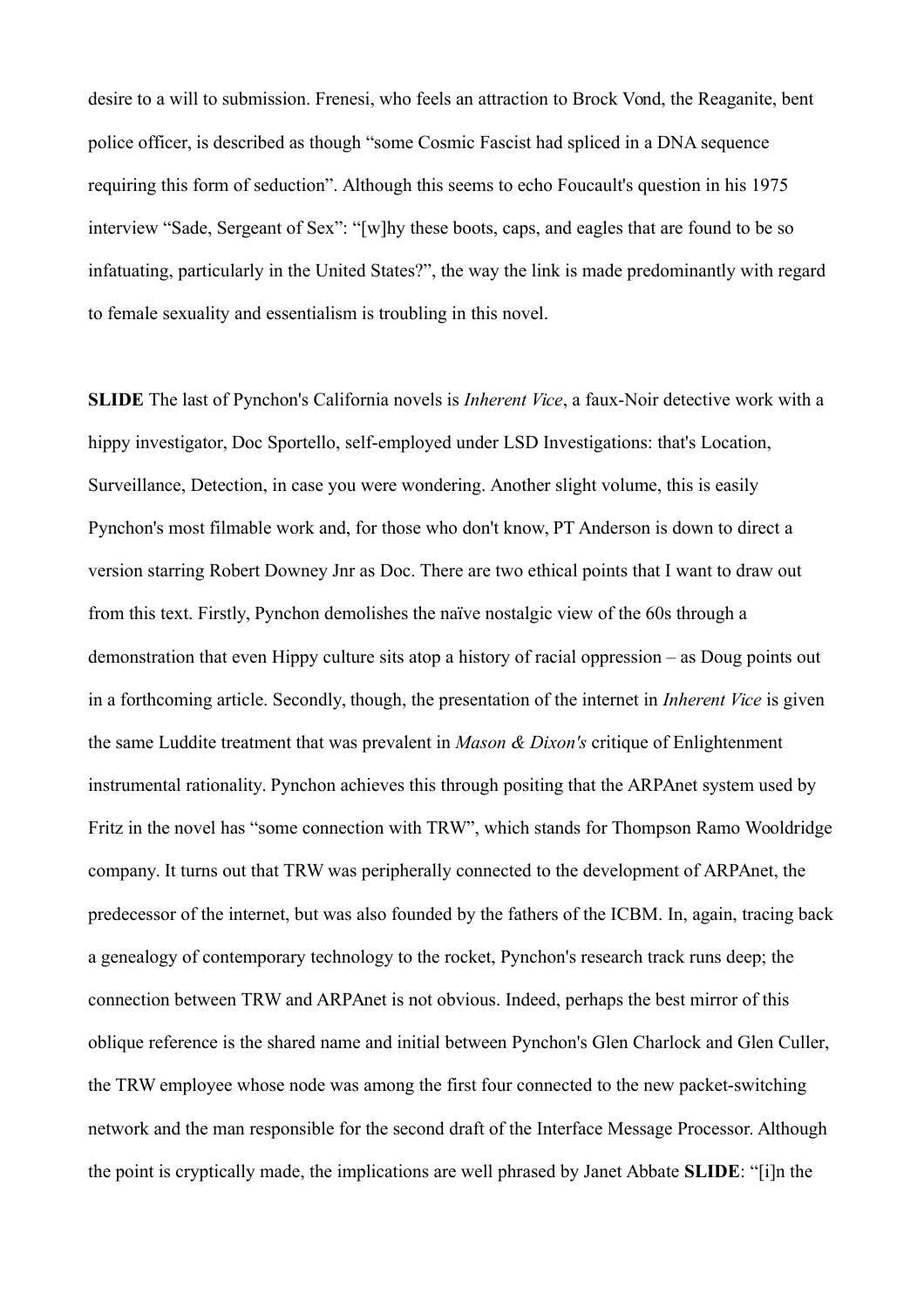desire to a will to submission. Frenesi, who feels an attraction to Brock Vond, the Reaganite, bent police officer, is described as though "some Cosmic Fascist had spliced in a DNA sequence requiring this form of seduction". Although this seems to echo Foucault's question in his 1975 interview "Sade, Sergeant of Sex": "[w]hy these boots, caps, and eagles that are found to be so infatuating, particularly in the United States?", the way the link is made predominantly with regard to female sexuality and essentialism is troubling in this novel.

**SLIDE** The last of Pynchon's California novels is *Inherent Vice*, a faux-Noir detective work with a hippy investigator, Doc Sportello, self-employed under LSD Investigations: that's Location, Surveillance, Detection, in case you were wondering. Another slight volume, this is easily Pynchon's most filmable work and, for those who don't know, PT Anderson is down to direct a version starring Robert Downey Jnr as Doc. There are two ethical points that I want to draw out from this text. Firstly, Pynchon demolishes the naïve nostalgic view of the 60s through a demonstration that even Hippy culture sits atop a history of racial oppression – as Doug points out in a forthcoming article. Secondly, though, the presentation of the internet in *Inherent Vice* is given the same Luddite treatment that was prevalent in *Mason & Dixon's* critique of Enlightenment instrumental rationality. Pynchon achieves this through positing that the ARPAnet system used by Fritz in the novel has "some connection with TRW", which stands for Thompson Ramo Wooldridge company. It turns out that TRW was peripherally connected to the development of ARPAnet, the predecessor of the internet, but was also founded by the fathers of the ICBM. In, again, tracing back a genealogy of contemporary technology to the rocket, Pynchon's research track runs deep; the connection between TRW and ARPAnet is not obvious. Indeed, perhaps the best mirror of this oblique reference is the shared name and initial between Pynchon's Glen Charlock and Glen Culler, the TRW employee whose node was among the first four connected to the new packet-switching network and the man responsible for the second draft of the Interface Message Processor. Although the point is cryptically made, the implications are well phrased by Janet Abbate **SLIDE**: "[i]n the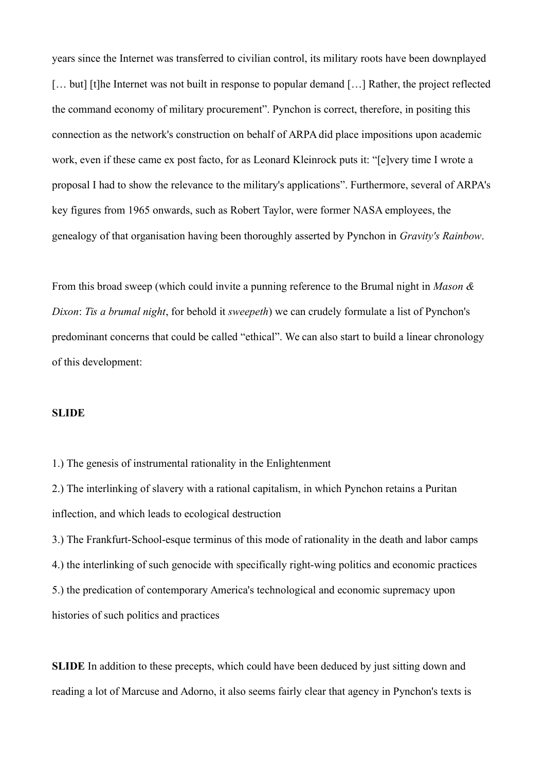years since the Internet was transferred to civilian control, its military roots have been downplayed [… but] [t]he Internet was not built in response to popular demand […] Rather, the project reflected the command economy of military procurement". Pynchon is correct, therefore, in positing this connection as the network's construction on behalf of ARPA did place impositions upon academic work, even if these came ex post facto, for as Leonard Kleinrock puts it: "[e]very time I wrote a proposal I had to show the relevance to the military's applications". Furthermore, several of ARPA's key figures from 1965 onwards, such as Robert Taylor, were former NASA employees, the genealogy of that organisation having been thoroughly asserted by Pynchon in *Gravity's Rainbow*.

From this broad sweep (which could invite a punning reference to the Brumal night in *Mason & Dixon*: *Tis a brumal night*, for behold it *sweepeth*) we can crudely formulate a list of Pynchon's predominant concerns that could be called "ethical". We can also start to build a linear chronology of this development:

**SLIDE**

1.) The genesis of instrumental rationality in the Enlightenment
2.) The interlinking of slavery with a rational capitalism, in which Pynchon retains a Puritan inflection, and which leads to ecological destruction
3.) The Frankfurt-School-esque terminus of this mode of rationality in the death and labor camps
4.) the interlinking of such genocide with specifically right-wing politics and economic practices
5.) the predication of contemporary America's technological and economic supremacy upon histories of such politics and practices

**SLIDE** In addition to these precepts, which could have been deduced by just sitting down and reading a lot of Marcuse and Adorno, it also seems fairly clear that agency in Pynchon's texts is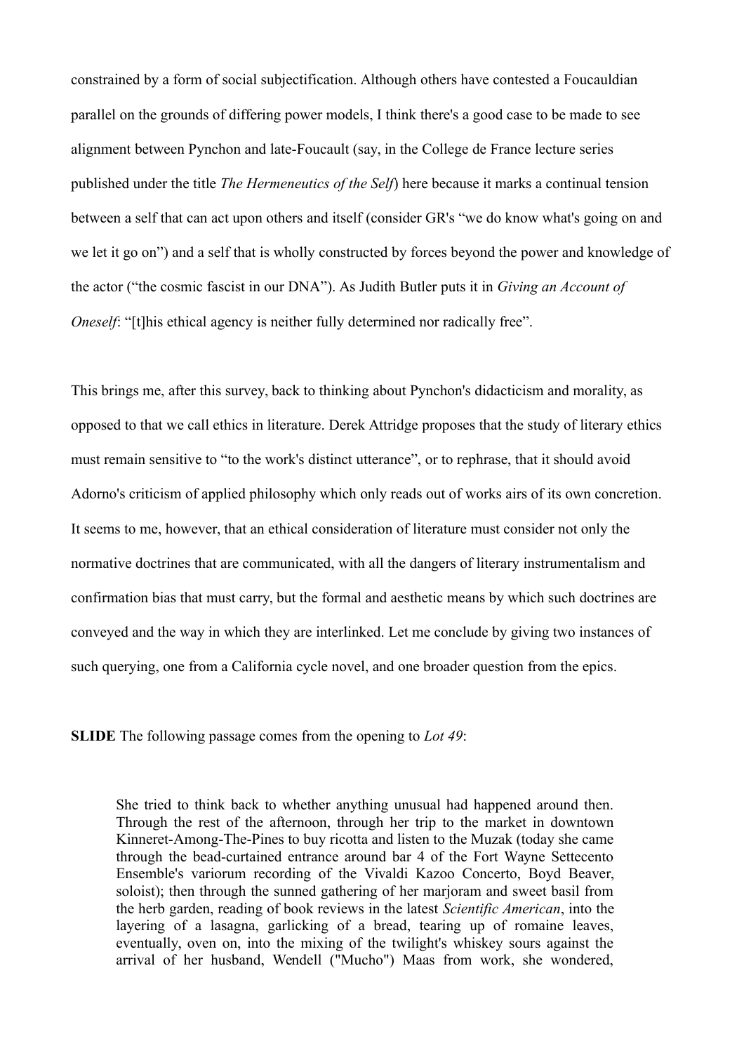constrained by a form of social subjectification. Although others have contested a Foucauldian parallel on the grounds of differing power models, I think there's a good case to be made to see alignment between Pynchon and late-Foucault (say, in the College de France lecture series published under the title *The Hermeneutics of the Self*) here because it marks a continual tension between a self that can act upon others and itself (consider GR's "we do know what's going on and we let it go on") and a self that is wholly constructed by forces beyond the power and knowledge of the actor ("the cosmic fascist in our DNA"). As Judith Butler puts it in *Giving an Account of Oneself*: "[t]his ethical agency is neither fully determined nor radically free".

This brings me, after this survey, back to thinking about Pynchon's didacticism and morality, as opposed to that we call ethics in literature. Derek Attridge proposes that the study of literary ethics must remain sensitive to "to the work's distinct utterance", or to rephrase, that it should avoid Adorno's criticism of applied philosophy which only reads out of works airs of its own concretion. It seems to me, however, that an ethical consideration of literature must consider not only the normative doctrines that are communicated, with all the dangers of literary instrumentalism and confirmation bias that must carry, but the formal and aesthetic means by which such doctrines are conveyed and the way in which they are interlinked. Let me conclude by giving two instances of such querying, one from a California cycle novel, and one broader question from the epics.

**SLIDE** The following passage comes from the opening to *Lot 49*:

> She tried to think back to whether anything unusual had happened around then. Through the rest of the afternoon, through her trip to the market in downtown Kinneret-Among-The-Pines to buy ricotta and listen to the Muzak (today she came through the bead-curtained entrance around bar 4 of the Fort Wayne Settecento Ensemble's variorum recording of the Vivaldi Kazoo Concerto, Boyd Beaver, soloist); then through the sunned gathering of her marjoram and sweet basil from the herb garden, reading of book reviews in the latest *Scientific American*, into the layering of a lasagna, garlicking of a bread, tearing up of romaine leaves, eventually, oven on, into the mixing of the twilight's whiskey sours against the arrival of her husband, Wendell ("Mucho") Maas from work, she wondered,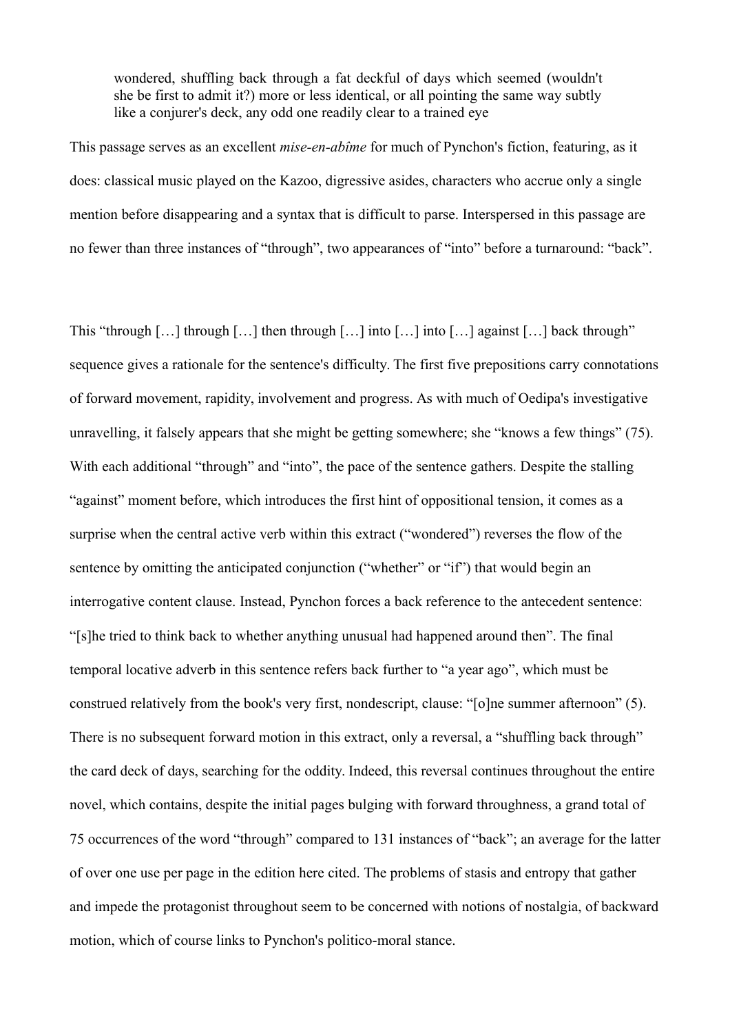> wondered, shuffling back through a fat deckful of days which seemed (wouldn't she be first to admit it?) more or less identical, or all pointing the same way subtly like a conjurer's deck, any odd one readily clear to a trained eye

This passage serves as an excellent *mise-en-abîme* for much of Pynchon's fiction, featuring, as it does: classical music played on the Kazoo, digressive asides, characters who accrue only a single mention before disappearing and a syntax that is difficult to parse. Interspersed in this passage are no fewer than three instances of “through”, two appearances of “into” before a turnaround: “back”.

This “through […] through […] then through […] into […] into […] against […] back through” sequence gives a rationale for the sentence's difficulty. The first five prepositions carry connotations of forward movement, rapidity, involvement and progress. As with much of Oedipa's investigative unravelling, it falsely appears that she might be getting somewhere; she “knows a few things” (75). With each additional “through” and “into”, the pace of the sentence gathers. Despite the stalling “against” moment before, which introduces the first hint of oppositional tension, it comes as a surprise when the central active verb within this extract (“wondered”) reverses the flow of the sentence by omitting the anticipated conjunction (“whether” or “if”) that would begin an interrogative content clause. Instead, Pynchon forces a back reference to the antecedent sentence: “[s]he tried to think back to whether anything unusual had happened around then”. The final temporal locative adverb in this sentence refers back further to “a year ago”, which must be construed relatively from the book's very first, nondescript, clause: “[o]ne summer afternoon” (5). There is no subsequent forward motion in this extract, only a reversal, a “shuffling back through” the card deck of days, searching for the oddity. Indeed, this reversal continues throughout the entire novel, which contains, despite the initial pages bulging with forward throughness, a grand total of 75 occurrences of the word “through” compared to 131 instances of “back”; an average for the latter of over one use per page in the edition here cited. The problems of stasis and entropy that gather and impede the protagonist throughout seem to be concerned with notions of nostalgia, of backward motion, which of course links to Pynchon's politico-moral stance.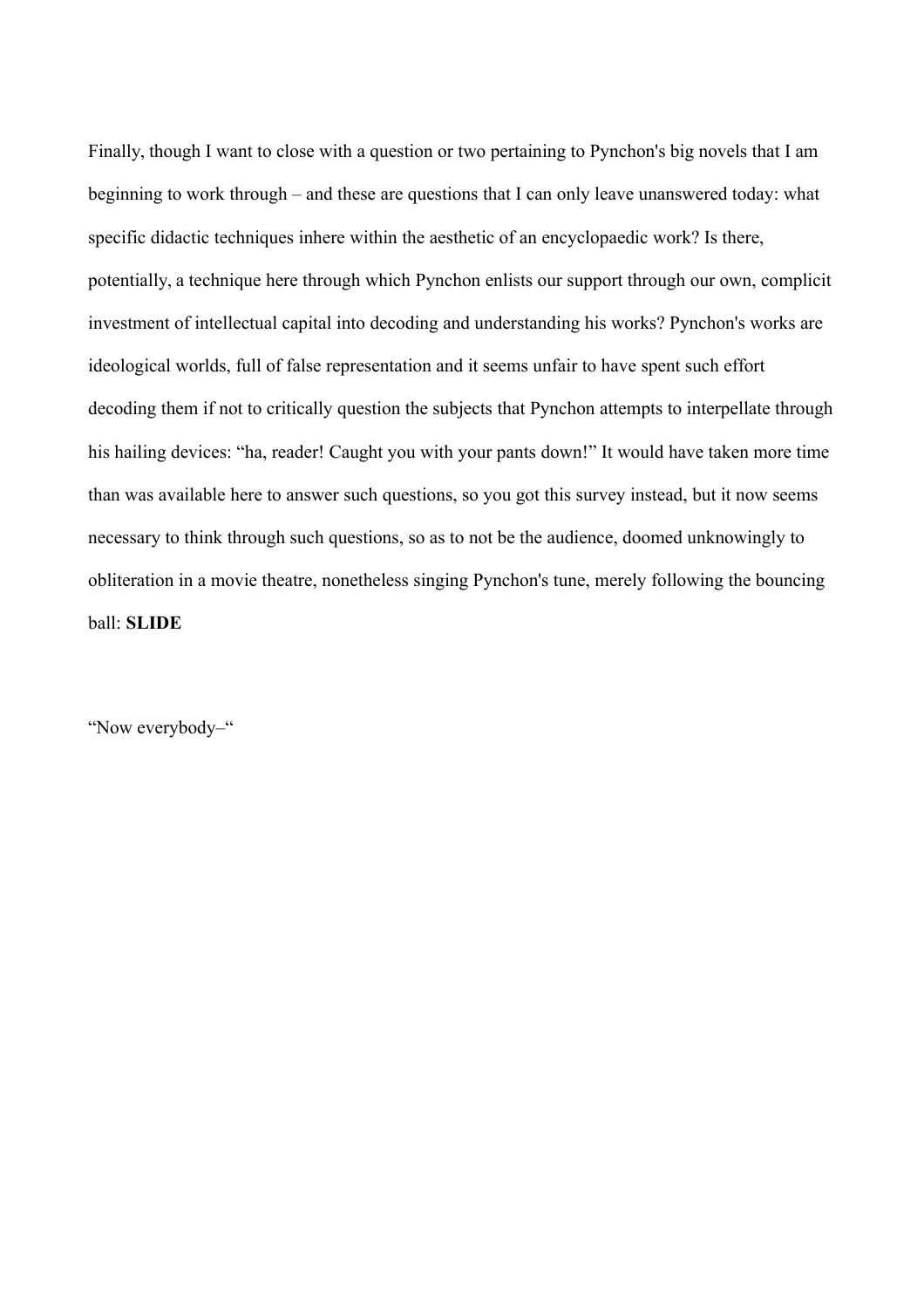Finally, though I want to close with a question or two pertaining to Pynchon's big novels that I am beginning to work through – and these are questions that I can only leave unanswered today: what specific didactic techniques inhere within the aesthetic of an encyclopaedic work? Is there, potentially, a technique here through which Pynchon enlists our support through our own, complicit investment of intellectual capital into decoding and understanding his works? Pynchon's works are ideological worlds, full of false representation and it seems unfair to have spent such effort decoding them if not to critically question the subjects that Pynchon attempts to interpellate through his hailing devices: "ha, reader! Caught you with your pants down!" It would have taken more time than was available here to answer such questions, so you got this survey instead, but it now seems necessary to think through such questions, so as to not be the audience, doomed unknowingly to obliteration in a movie theatre, nonetheless singing Pynchon's tune, merely following the bouncing ball: **SLIDE**

"Now everybody–"